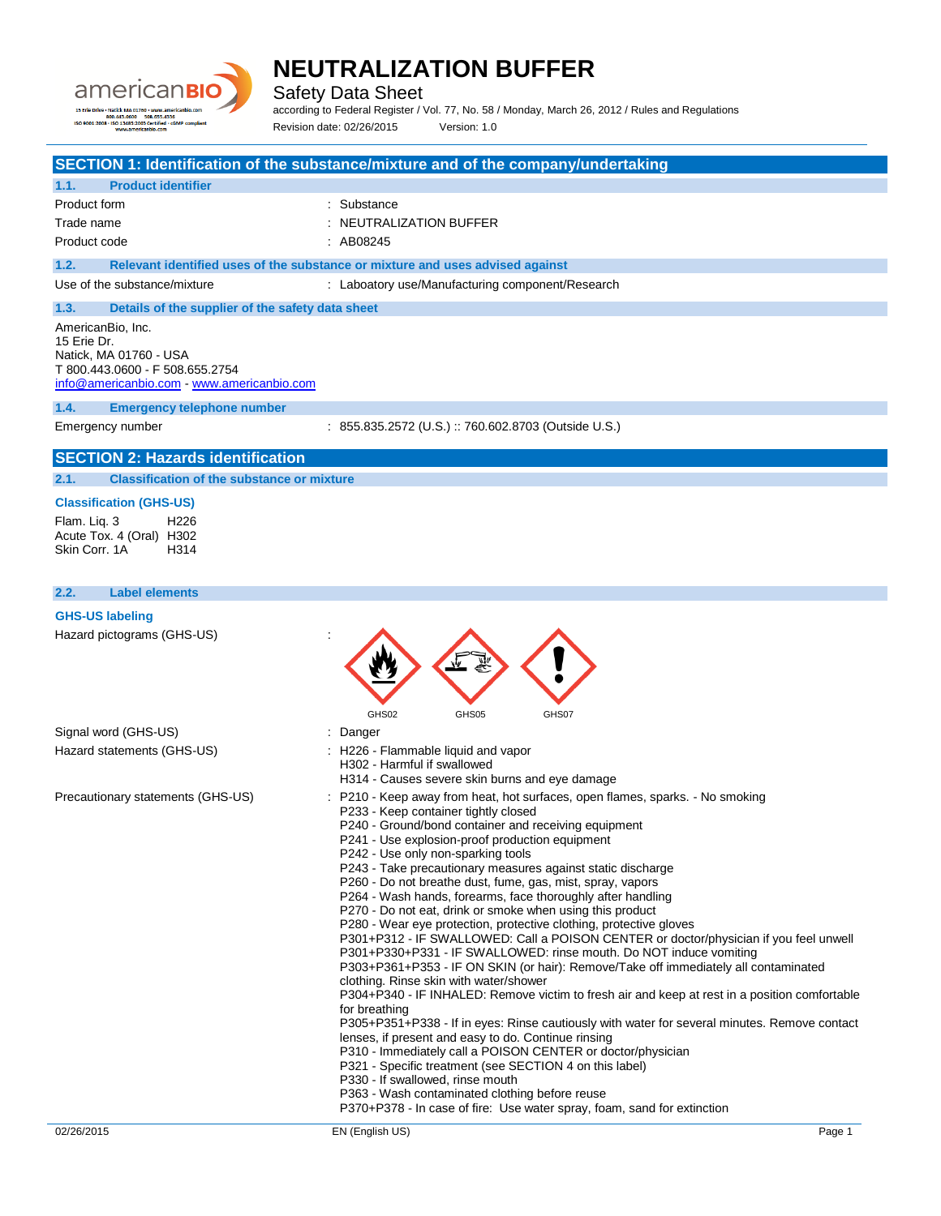# NEUTRALIZATION BUFFER

Safety Data Sheet

according to Federal Register / Vol. 77, No. 58 / Monday, March 26, 2012 / Rules and Regulations

Revision date: 02/26/2015 Version: 1.0

## SECTION 1: Identification of the substance/mixture and of the company/undertaking

### 1.1. Product identifier

| | |
|---|---|
| Product form | : Substance |
| Trade name | : NEUTRALIZATION BUFFER |
| Product code | : AB08245 |

### 1.2. Relevant identified uses of the substance or mixture and uses advised against

| | |
|---|---|
| Use of the substance/mixture | : Laboatory use/Manufacturing component/Research |

### 1.3. Details of the supplier of the safety data sheet

AmericanBio, Inc.
15 Erie Dr.
Natick, MA 01760 - USA
T 800.443.0600 - F 508.655.2754
info@americanbio.com - www.americanbio.com

### 1.4. Emergency telephone number

| | |
|---|---|
| Emergency number | : 855.835.2572 (U.S.) :: 760.602.8703 (Outside U.S.) |

## SECTION 2: Hazards identification

### 2.1. Classification of the substance or mixture

**Classification (GHS-US)**

| | |
|---|---|
| Flam. Liq. 3 | H226 |
| Acute Tox. 4 (Oral) | H302 |
| Skin Corr. 1A | H314 |

### 2.2. Label elements

**GHS-US labeling**

Hazard pictograms (GHS-US) :

GHS02 GHS05 GHS07

Signal word (GHS-US) : Danger

Hazard statements (GHS-US) :
- H226 - Flammable liquid and vapor
- H302 - Harmful if swallowed
- H314 - Causes severe skin burns and eye damage

Precautionary statements (GHS-US) :
- P210 - Keep away from heat, hot surfaces, open flames, sparks. - No smoking
- P233 - Keep container tightly closed
- P240 - Ground/bond container and receiving equipment
- P241 - Use explosion-proof production equipment
- P242 - Use only non-sparking tools
- P243 - Take precautionary measures against static discharge
- P260 - Do not breathe dust, fume, gas, mist, spray, vapors
- P264 - Wash hands, forearms, face thoroughly after handling
- P270 - Do not eat, drink or smoke when using this product
- P280 - Wear eye protection, protective clothing, protective gloves
- P301+P312 - IF SWALLOWED: Call a POISON CENTER or doctor/physician if you feel unwell
- P301+P330+P331 - IF SWALLOWED: rinse mouth. Do NOT induce vomiting
- P303+P361+P353 - IF ON SKIN (or hair): Remove/Take off immediately all contaminated clothing. Rinse skin with water/shower
- P304+P340 - IF INHALED: Remove victim to fresh air and keep at rest in a position comfortable for breathing
- P305+P351+P338 - If in eyes: Rinse cautiously with water for several minutes. Remove contact lenses, if present and easy to do. Continue rinsing
- P310 - Immediately call a POISON CENTER or doctor/physician
- P321 - Specific treatment (see SECTION 4 on this label)
- P330 - If swallowed, rinse mouth
- P363 - Wash contaminated clothing before reuse
- P370+P378 - In case of fire: Use water spray, foam, sand for extinction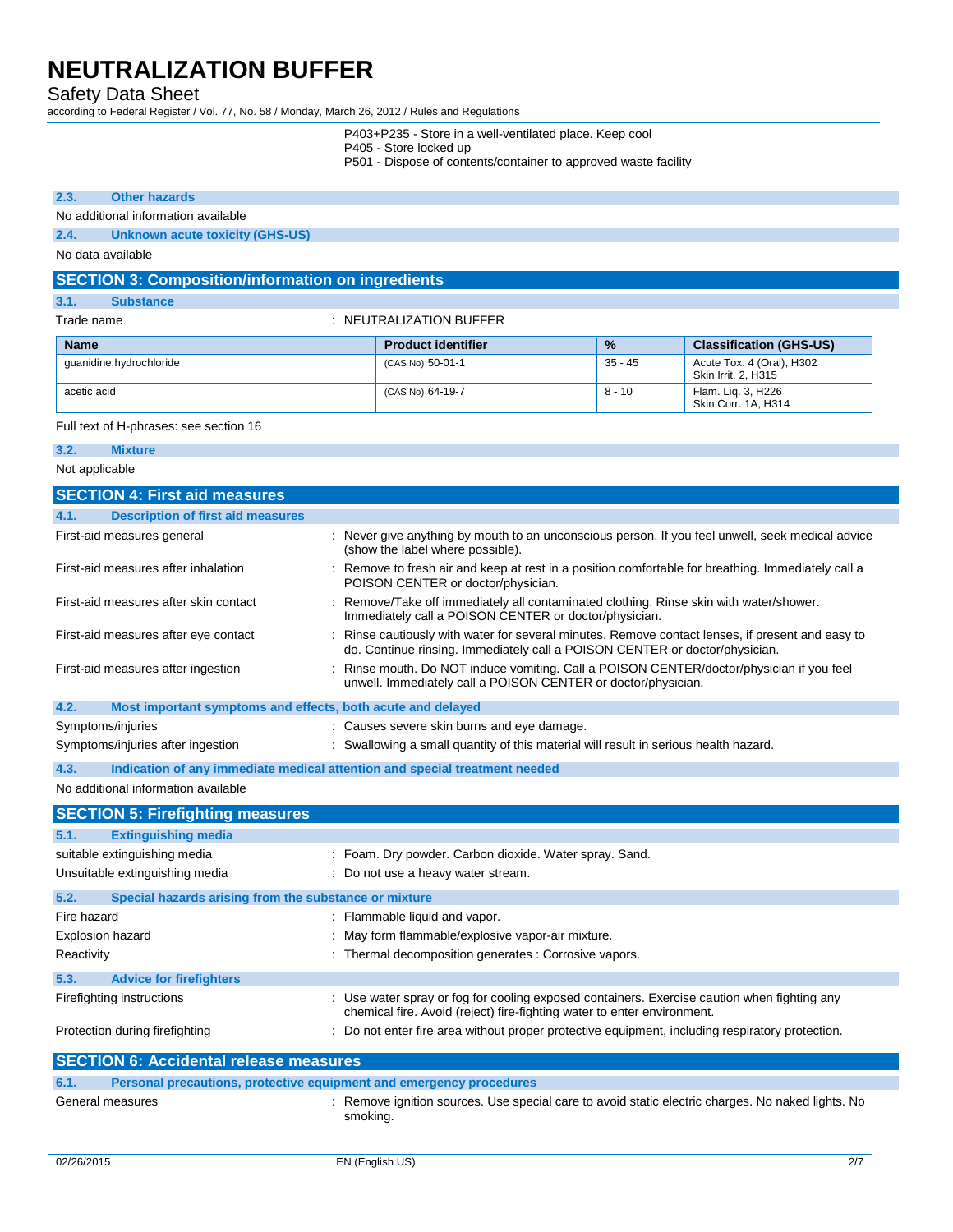P403+P235 - Store in a well-ventilated place. Keep cool
P405 - Store locked up
P501 - Dispose of contents/container to approved waste facility

### 2.3. Other hazards

No additional information available

### 2.4. Unknown acute toxicity (GHS-US)

No data available

## SECTION 3: Composition/information on ingredients

### 3.1. Substance

Trade name : NEUTRALIZATION BUFFER

| Name | Product identifier | % | Classification (GHS-US) |
|---|---|---|---|
| guanidine,hydrochloride | (CAS No) 50-01-1 | 35 - 45 | Acute Tox. 4 (Oral), H302<br>Skin Irrit. 2, H315 |
| acetic acid | (CAS No) 64-19-7 | 8 - 10 | Flam. Liq. 3, H226<br>Skin Corr. 1A, H314 |

Full text of H-phrases: see section 16

### 3.2. Mixture

Not applicable

## SECTION 4: First aid measures

### 4.1. Description of first aid measures

First-aid measures general : Never give anything by mouth to an unconscious person. If you feel unwell, seek medical advice (show the label where possible).

First-aid measures after inhalation : Remove to fresh air and keep at rest in a position comfortable for breathing. Immediately call a POISON CENTER or doctor/physician.

First-aid measures after skin contact : Remove/Take off immediately all contaminated clothing. Rinse skin with water/shower. Immediately call a POISON CENTER or doctor/physician.

First-aid measures after eye contact : Rinse cautiously with water for several minutes. Remove contact lenses, if present and easy to do. Continue rinsing. Immediately call a POISON CENTER or doctor/physician.

First-aid measures after ingestion : Rinse mouth. Do NOT induce vomiting. Call a POISON CENTER/doctor/physician if you feel unwell. Immediately call a POISON CENTER or doctor/physician.

### 4.2. Most important symptoms and effects, both acute and delayed

Symptoms/injuries : Causes severe skin burns and eye damage.

Symptoms/injuries after ingestion : Swallowing a small quantity of this material will result in serious health hazard.

### 4.3. Indication of any immediate medical attention and special treatment needed

No additional information available

## SECTION 5: Firefighting measures

### 5.1. Extinguishing media

suitable extinguishing media : Foam. Dry powder. Carbon dioxide. Water spray. Sand.

Unsuitable extinguishing media : Do not use a heavy water stream.

### 5.2. Special hazards arising from the substance or mixture

Fire hazard : Flammable liquid and vapor.

Explosion hazard : May form flammable/explosive vapor-air mixture.

Reactivity : Thermal decomposition generates : Corrosive vapors.

### 5.3. Advice for firefighters

Firefighting instructions : Use water spray or fog for cooling exposed containers. Exercise caution when fighting any chemical fire. Avoid (reject) fire-fighting water to enter environment.

Protection during firefighting : Do not enter fire area without proper protective equipment, including respiratory protection.

## SECTION 6: Accidental release measures

### 6.1. Personal precautions, protective equipment and emergency procedures

General measures : Remove ignition sources. Use special care to avoid static electric charges. No naked lights. No smoking.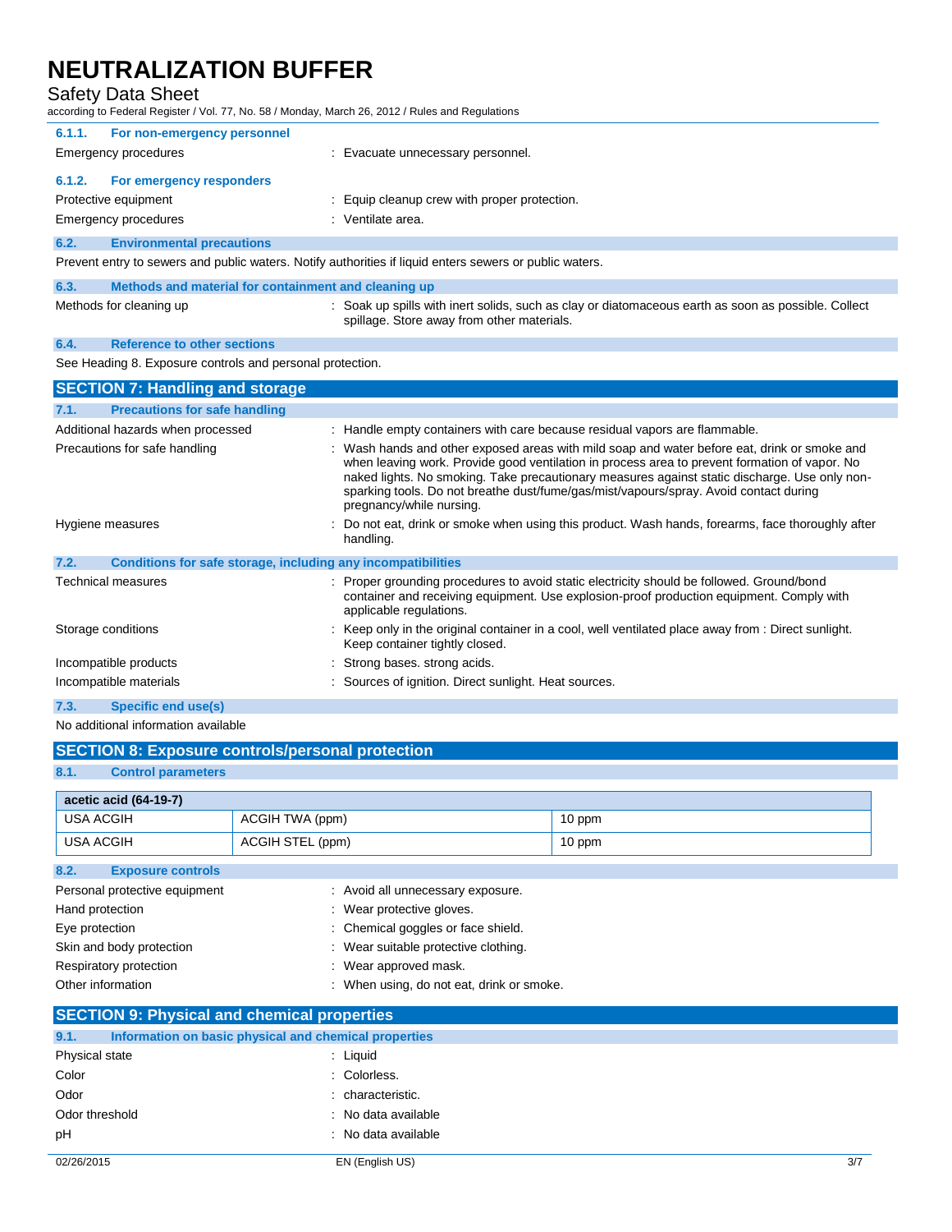#### 6.1.1. For non-emergency personnel

Emergency procedures : Evacuate unnecessary personnel.

#### 6.1.2. For emergency responders

Protective equipment : Equip cleanup crew with proper protection.

Emergency procedures : Ventilate area.

### 6.2. Environmental precautions

Prevent entry to sewers and public waters. Notify authorities if liquid enters sewers or public waters.

### 6.3. Methods and material for containment and cleaning up

Methods for cleaning up : Soak up spills with inert solids, such as clay or diatomaceous earth as soon as possible. Collect spillage. Store away from other materials.

### 6.4. Reference to other sections

See Heading 8. Exposure controls and personal protection.

## SECTION 7: Handling and storage

### 7.1. Precautions for safe handling

Additional hazards when processed : Handle empty containers with care because residual vapors are flammable.

Precautions for safe handling : Wash hands and other exposed areas with mild soap and water before eat, drink or smoke and when leaving work. Provide good ventilation in process area to prevent formation of vapor. No naked lights. No smoking. Take precautionary measures against static discharge. Use only non-sparking tools. Do not breathe dust/fume/gas/mist/vapours/spray. Avoid contact during pregnancy/while nursing.

Hygiene measures : Do not eat, drink or smoke when using this product. Wash hands, forearms, face thoroughly after handling.

### 7.2. Conditions for safe storage, including any incompatibilities

Technical measures : Proper grounding procedures to avoid static electricity should be followed. Ground/bond container and receiving equipment. Use explosion-proof production equipment. Comply with applicable regulations.

Storage conditions : Keep only in the original container in a cool, well ventilated place away from : Direct sunlight. Keep container tightly closed.

Incompatible products : Strong bases. strong acids.

Incompatible materials : Sources of ignition. Direct sunlight. Heat sources.

### 7.3. Specific end use(s)

No additional information available

## SECTION 8: Exposure controls/personal protection

### 8.1. Control parameters

| acetic acid (64-19-7) | | |
|---|---|---|
| USA ACGIH | ACGIH TWA (ppm) | 10 ppm |
| USA ACGIH | ACGIH STEL (ppm) | 10 ppm |

### 8.2. Exposure controls

Personal protective equipment : Avoid all unnecessary exposure.

Hand protection : Wear protective gloves.

Eye protection : Chemical goggles or face shield.

Skin and body protection : Wear suitable protective clothing.

Respiratory protection : Wear approved mask.

Other information : When using, do not eat, drink or smoke.

## SECTION 9: Physical and chemical properties

### 9.1. Information on basic physical and chemical properties

Physical state : Liquid

Color : Colorless.

Odor : characteristic.

Odor threshold : No data available

pH : No data available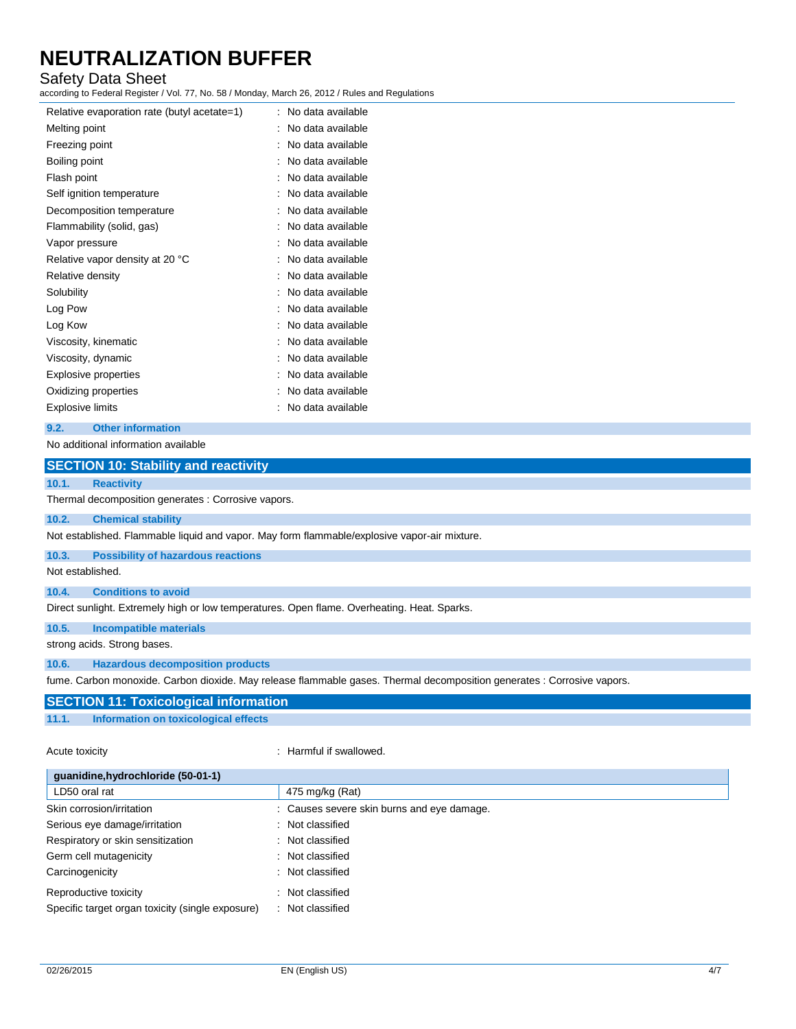| | |
|---|---|
| Relative evaporation rate (butyl acetate=1) | : No data available |
| Melting point | : No data available |
| Freezing point | : No data available |
| Boiling point | : No data available |
| Flash point | : No data available |
| Self ignition temperature | : No data available |
| Decomposition temperature | : No data available |
| Flammability (solid, gas) | : No data available |
| Vapor pressure | : No data available |
| Relative vapor density at 20 °C | : No data available |
| Relative density | : No data available |
| Solubility | : No data available |
| Log Pow | : No data available |
| Log Kow | : No data available |
| Viscosity, kinematic | : No data available |
| Viscosity, dynamic | : No data available |
| Explosive properties | : No data available |
| Oxidizing properties | : No data available |
| Explosive limits | : No data available |

### 9.2. Other information

No additional information available

## SECTION 10: Stability and reactivity

### 10.1. Reactivity

Thermal decomposition generates : Corrosive vapors.

### 10.2. Chemical stability

Not established. Flammable liquid and vapor. May form flammable/explosive vapor-air mixture.

### 10.3. Possibility of hazardous reactions

Not established.

### 10.4. Conditions to avoid

Direct sunlight. Extremely high or low temperatures. Open flame. Overheating. Heat. Sparks.

### 10.5. Incompatible materials

strong acids. Strong bases.

### 10.6. Hazardous decomposition products

fume. Carbon monoxide. Carbon dioxide. May release flammable gases. Thermal decomposition generates : Corrosive vapors.

## SECTION 11: Toxicological information

### 11.1. Information on toxicological effects

Acute toxicity : Harmful if swallowed.

| guanidine,hydrochloride (50-01-1) | |
|---|---|
| LD50 oral rat | 475 mg/kg (Rat) |

| | |
|---|---|
| Skin corrosion/irritation | : Causes severe skin burns and eye damage. |
| Serious eye damage/irritation | : Not classified |
| Respiratory or skin sensitization | : Not classified |
| Germ cell mutagenicity | : Not classified |
| Carcinogenicity | : Not classified |
| Reproductive toxicity | : Not classified |
| Specific target organ toxicity (single exposure) | : Not classified |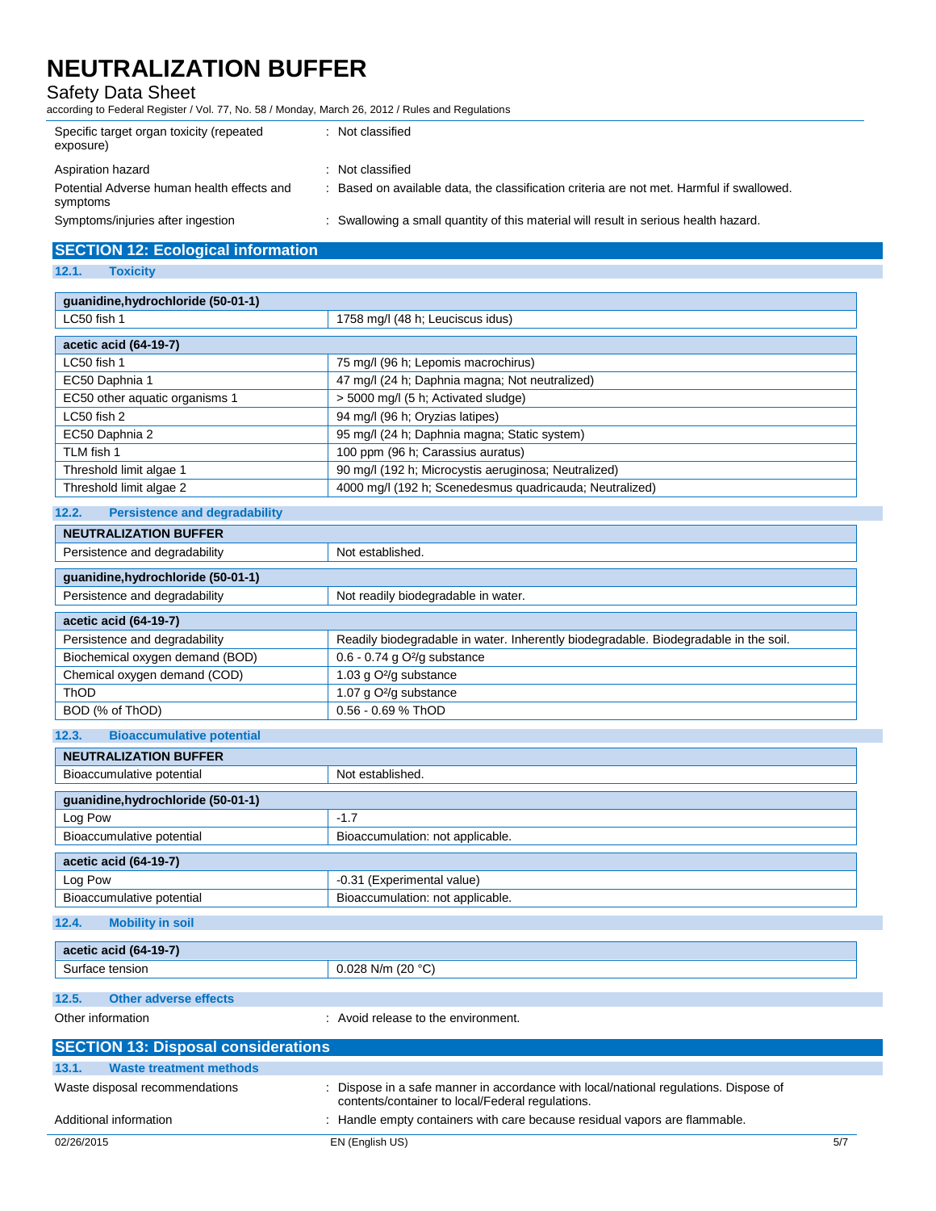| | |
|---|---|
| Specific target organ toxicity (repeated exposure) | : Not classified |
| Aspiration hazard | : Not classified |
| Potential Adverse human health effects and symptoms | : Based on available data, the classification criteria are not met. Harmful if swallowed. |
| Symptoms/injuries after ingestion | : Swallowing a small quantity of this material will result in serious health hazard. |

## SECTION 12: Ecological information

### 12.1. Toxicity

| guanidine,hydrochloride (50-01-1) | |
|---|---|
| LC50 fish 1 | 1758 mg/l (48 h; Leuciscus idus) |

| acetic acid (64-19-7) | |
|---|---|
| LC50 fish 1 | 75 mg/l (96 h; Lepomis macrochirus) |
| EC50 Daphnia 1 | 47 mg/l (24 h; Daphnia magna; Not neutralized) |
| EC50 other aquatic organisms 1 | > 5000 mg/l (5 h; Activated sludge) |
| LC50 fish 2 | 94 mg/l (96 h; Oryzias latipes) |
| EC50 Daphnia 2 | 95 mg/l (24 h; Daphnia magna; Static system) |
| TLM fish 1 | 100 ppm (96 h; Carassius auratus) |
| Threshold limit algae 1 | 90 mg/l (192 h; Microcystis aeruginosa; Neutralized) |
| Threshold limit algae 2 | 4000 mg/l (192 h; Scenedesmus quadricauda; Neutralized) |

### 12.2. Persistence and degradability

| NEUTRALIZATION BUFFER | |
|---|---|
| Persistence and degradability | Not established. |

| guanidine,hydrochloride (50-01-1) | |
|---|---|
| Persistence and degradability | Not readily biodegradable in water. |

| acetic acid (64-19-7) | |
|---|---|
| Persistence and degradability | Readily biodegradable in water. Inherently biodegradable. Biodegradable in the soil. |
| Biochemical oxygen demand (BOD) | 0.6 - 0.74 g $O^2$/g substance |
| Chemical oxygen demand (COD) | 1.03 g $O^2$/g substance |
| ThOD | 1.07 g $O^2$/g substance |
| BOD (% of ThOD) | 0.56 - 0.69 % ThOD |

### 12.3. Bioaccumulative potential

| NEUTRALIZATION BUFFER | |
|---|---|
| Bioaccumulative potential | Not established. |

| guanidine,hydrochloride (50-01-1) | |
|---|---|
| Log Pow | -1.7 |
| Bioaccumulative potential | Bioaccumulation: not applicable. |

| acetic acid (64-19-7) | |
|---|---|
| Log Pow | -0.31 (Experimental value) |
| Bioaccumulative potential | Bioaccumulation: not applicable. |

### 12.4. Mobility in soil

| acetic acid (64-19-7) | |
|---|---|
| Surface tension | 0.028 N/m (20 °C) |

### 12.5. Other adverse effects

Other information : Avoid release to the environment.

## SECTION 13: Disposal considerations

### 13.1. Waste treatment methods

| | |
|---|---|
| Waste disposal recommendations | : Dispose in a safe manner in accordance with local/national regulations. Dispose of contents/container to local/Federal regulations. |
| Additional information | : Handle empty containers with care because residual vapors are flammable. |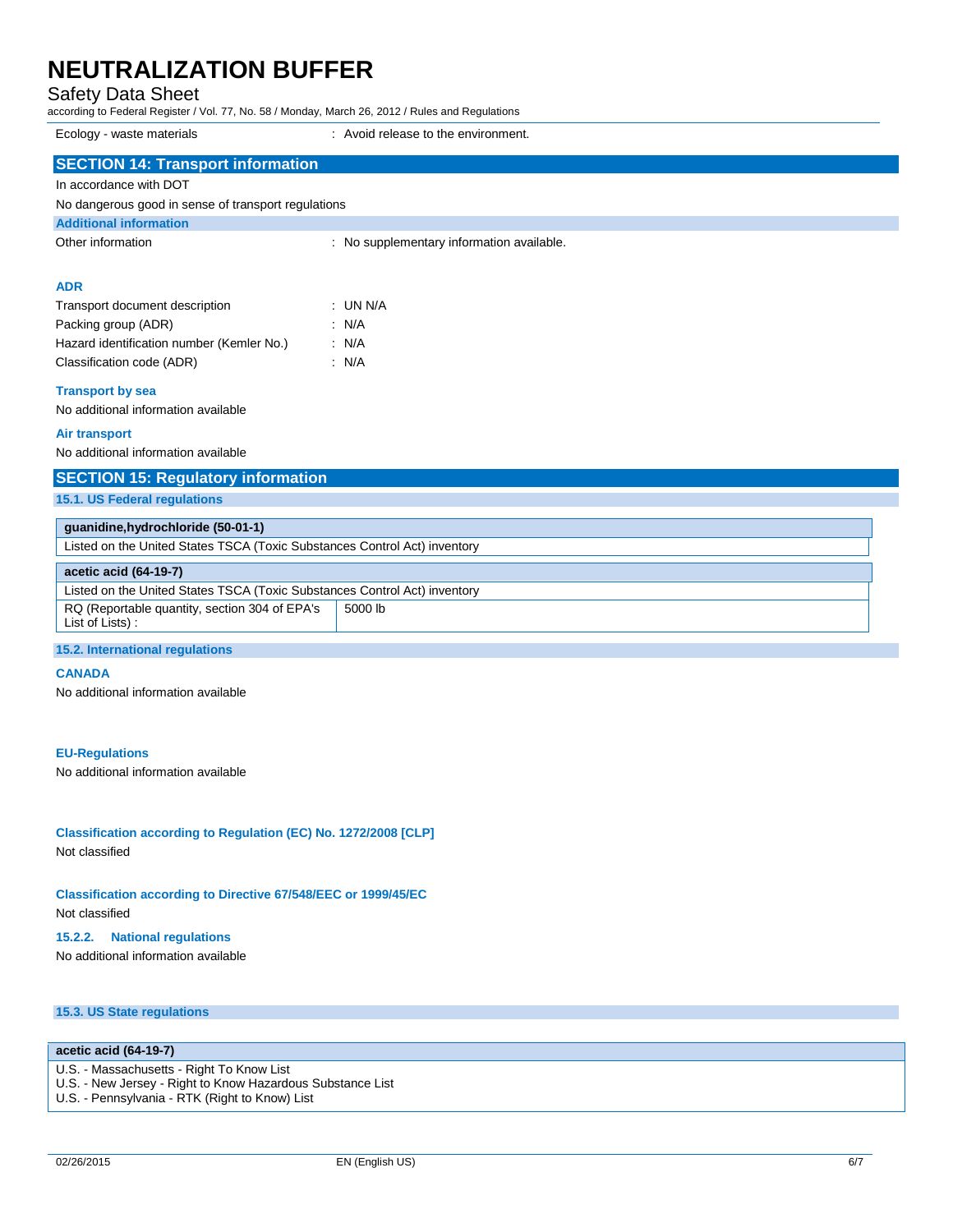| | |
|---|---|
| Ecology - waste materials | : Avoid release to the environment. |

## SECTION 14: Transport information

In accordance with DOT

No dangerous good in sense of transport regulations

### Additional information

| | |
|---|---|
| Other information | : No supplementary information available. |

#### ADR

| | |
|---|---|
| Transport document description | : UN N/A |
| Packing group (ADR) | : N/A |
| Hazard identification number (Kemler No.) | : N/A |
| Classification code (ADR) | : N/A |

#### Transport by sea

No additional information available

#### Air transport

No additional information available

## SECTION 15: Regulatory information

### 15.1. US Federal regulations

| guanidine,hydrochloride (50-01-1) |
|---|
| Listed on the United States TSCA (Toxic Substances Control Act) inventory |

| acetic acid (64-19-7) | |
|---|---|
| Listed on the United States TSCA (Toxic Substances Control Act) inventory | |
| RQ (Reportable quantity, section 304 of EPA's List of Lists) : | 5000 lb |

### 15.2. International regulations

#### CANADA

No additional information available

#### EU-Regulations

No additional information available

#### Classification according to Regulation (EC) No. 1272/2008 [CLP]

Not classified

#### Classification according to Directive 67/548/EEC or 1999/45/EC

Not classified

#### 15.2.2. National regulations

No additional information available

### 15.3. US State regulations

| acetic acid (64-19-7) |
|---|
| U.S. - Massachusetts - Right To Know List<br>U.S. - New Jersey - Right to Know Hazardous Substance List<br>U.S. - Pennsylvania - RTK (Right to Know) List |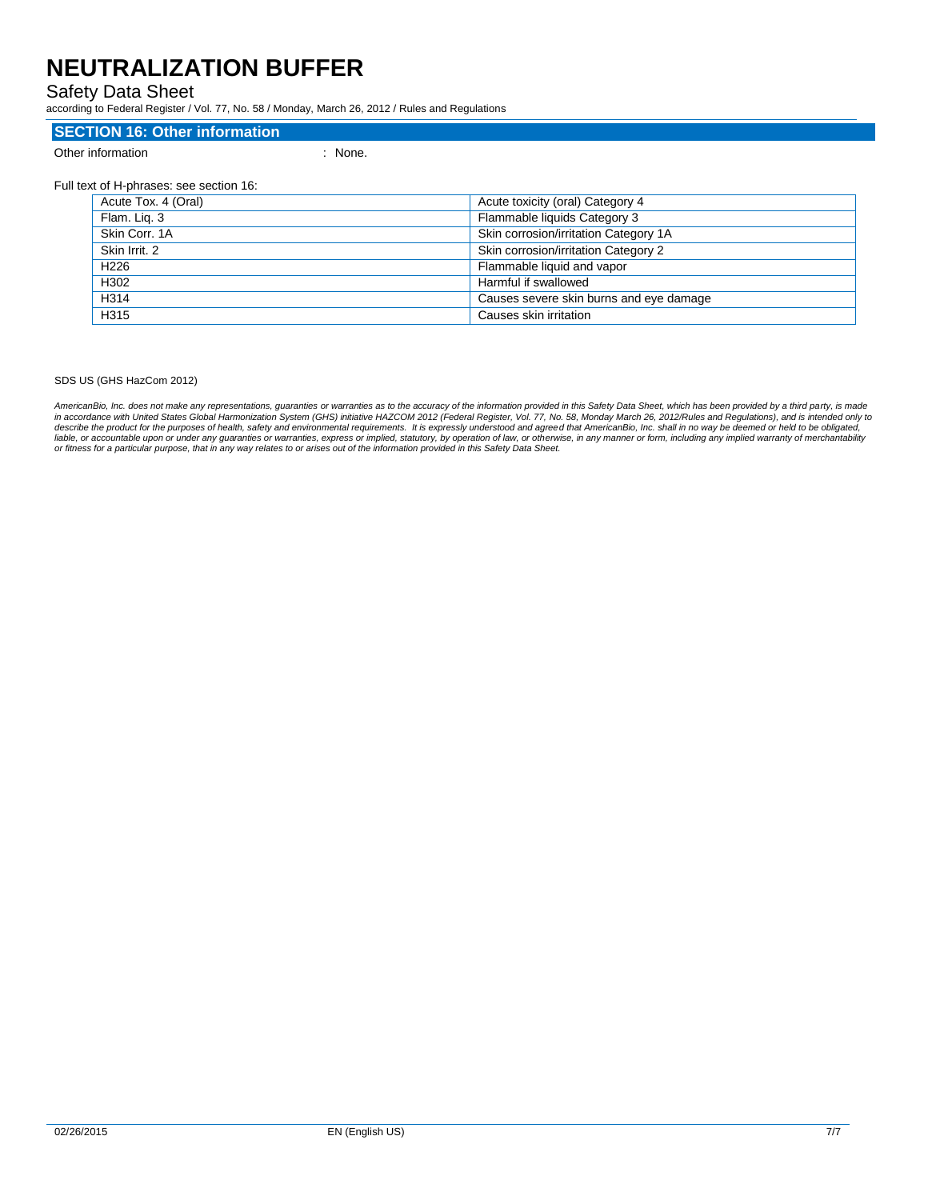## SECTION 16: Other information

Other information : None.

Full text of H-phrases: see section 16:

| | |
|---|---|
| Acute Tox. 4 (Oral) | Acute toxicity (oral) Category 4 |
| Flam. Liq. 3 | Flammable liquids Category 3 |
| Skin Corr. 1A | Skin corrosion/irritation Category 1A |
| Skin Irrit. 2 | Skin corrosion/irritation Category 2 |
| H226 | Flammable liquid and vapor |
| H302 | Harmful if swallowed |
| H314 | Causes severe skin burns and eye damage |
| H315 | Causes skin irritation |

SDS US (GHS HazCom 2012)

*AmericanBio, Inc. does not make any representations, guaranties or warranties as to the accuracy of the information provided in this Safety Data Sheet, which has been provided by a third party, is made in accordance with United States Global Harmonization System (GHS) initiative HAZCOM 2012 (Federal Register, Vol. 77, No. 58, Monday March 26, 2012/Rules and Regulations), and is intended only to describe the product for the purposes of health, safety and environmental requirements. It is expressly understood and agreed that AmericanBio, Inc. shall in no way be deemed or held to be obligated, liable, or accountable upon or under any guaranties or warranties, express or implied, statutory, by operation of law, or otherwise, in any manner or form, including any implied warranty of merchantability or fitness for a particular purpose, that in any way relates to or arises out of the information provided in this Safety Data Sheet.*